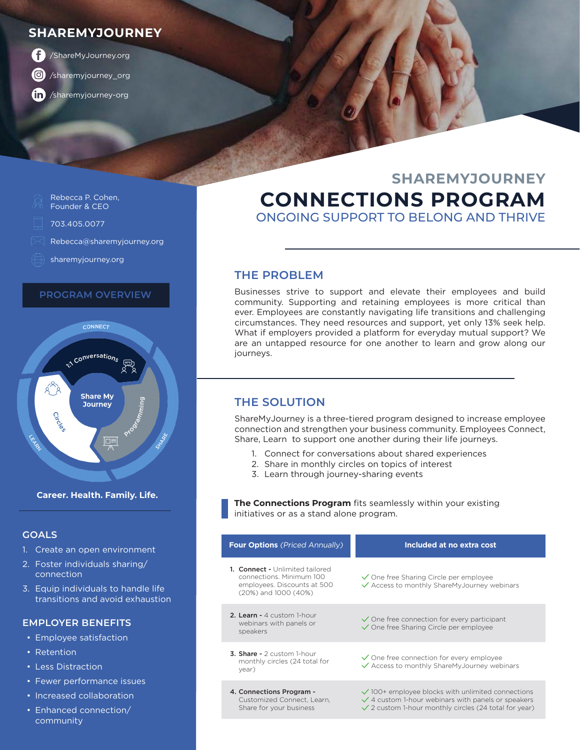## SHAREMYJOURNEY

/ShareMyJourney.org

/sharemyjourney_org

/sharemyjourney-org

Rebecca P. Cohen, Founder & CEO

703.405.0077

Rebecca@sharemyjourney.org

sharemyjourney.org

### PROGRAM OVERVIEW

CONNECT — 1:1 Conversations

SHARE — Programming

LEARN — Circles

Share My Journey

**Career. Health. Family. Life.**

### GOALS

1. Create an open environment
2. Foster individuals sharing/ connection
3. Equip individuals to handle life transitions and avoid exhaustion

### EMPLOYER BENEFITS

- Employee satisfaction
- Retention
- Less Distraction
- Fewer performance issues
- Increased collaboration
- Enhanced connection/ community

## SHAREMYJOURNEY

# CONNECTIONS PROGRAM

ONGOING SUPPORT TO BELONG AND THRIVE

## THE PROBLEM

Businesses strive to support and elevate their employees and build community. Supporting and retaining employees is more critical than ever. Employees are constantly navigating life transitions and challenging circumstances. They need resources and support, yet only 13% seek help. What if employers provided a platform for everyday mutual support? We are an untapped resource for one another to learn and grow along our journeys.

## THE SOLUTION

ShareMyJourney is a three-tiered program designed to increase employee connection and strengthen your business community. Employees Connect, Share, Learn to support one another during their life journeys.

1. Connect for conversations about shared experiences
2. Share in monthly circles on topics of interest
3. Learn through journey-sharing events

**The Connections Program** fits seamlessly within your existing initiatives or as a stand alone program.

| **Four Options** *(Priced Annually)* | **Included at no extra cost** |
|---|---|
| 1. **Connect -** Unlimited tailored connections. Minimum 100 employees. Discounts at 500 (20%) and 1000 (40%) | ✓ One free Sharing Circle per employee<br>✓ Access to monthly ShareMyJourney webinars |
| 2. **Learn -** 4 custom 1-hour webinars with panels or speakers | ✓ One free connection for every participant<br>✓ One free Sharing Circle per employee |
| 3. **Share -** 2 custom 1-hour monthly circles (24 total for year) | ✓ One free connection for every employee<br>✓ Access to monthly ShareMyJourney webinars |
| 4. **Connections Program -** Customized Connect, Learn, Share for your business | ✓ 100+ employee blocks with unlimited connections<br>✓ 4 custom 1-hour webinars with panels or speakers<br>✓ 2 custom 1-hour monthly circles (24 total for year) |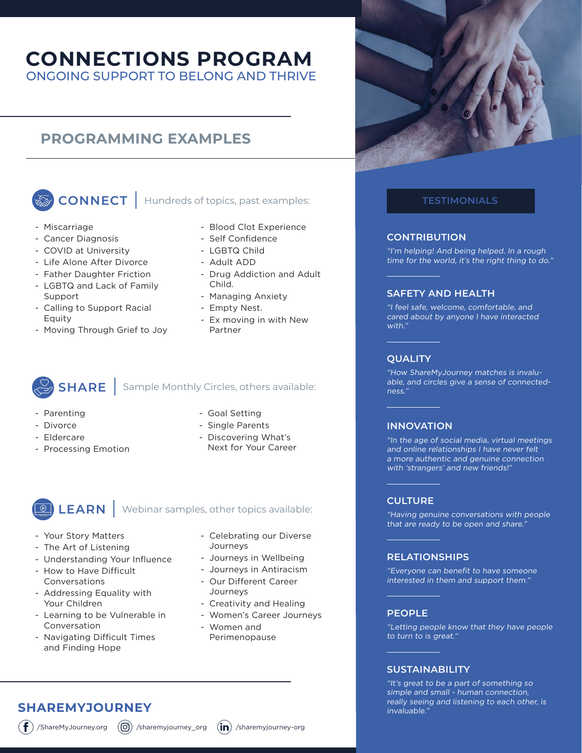# CONNECTIONS PROGRAM

ONGOING SUPPORT TO BELONG AND THRIVE

## PROGRAMMING EXAMPLES

### CONNECT | Hundreds of topics, past examples:

- Miscarriage
- Cancer Diagnosis
- COVID at University
- Life Alone After Divorce
- Father Daughter Friction
- LGBTQ and Lack of Family Support
- Calling to Support Racial Equity
- Moving Through Grief to Joy
- Blood Clot Experience
- Self Confidence
- LGBTQ Child
- Adult ADD
- Drug Addiction and Adult Child.
- Managing Anxiety
- Empty Nest.
- Ex moving in with New Partner

### SHARE | Sample Monthly Circles, others available:

- Parenting
- Divorce
- Eldercare
- Processing Emotion
- Goal Setting
- Single Parents
- Discovering What's Next for Your Career

### LEARN | Webinar samples, other topics available:

- Your Story Matters
- The Art of Listening
- Understanding Your Influence
- How to Have Difficult Conversations
- Addressing Equality with Your Children
- Learning to be Vulnerable in Conversation
- Navigating Difficult Times and Finding Hope
- Celebrating our Diverse Journeys
- Journeys in Wellbeing
- Journeys in Antiracism
- Our Different Career Journeys
- Creativity and Healing
- Women's Career Journeys
- Women and Perimenopause

## TESTIMONIALS

### CONTRIBUTION

*"I'm helping! And being helped. In a rough time for the world, it's the right thing to do."*

### SAFETY AND HEALTH

*"I feel safe, welcome, comfortable, and cared about by anyone I have interacted with."*

### QUALITY

*"How ShareMyJourney matches is invaluable, and circles give a sense of connectedness."*

### INNOVATION

*"In the age of social media, virtual meetings and online relationships I have never felt a more authentic and genuine connection with 'strangers' and new friends!"*

### CULTURE

*"Having genuine conversations with people that are ready to be open and share."*

### RELATIONSHIPS

*"Everyone can benefit to have someone interested in them and support them."*

### PEOPLE

*"Letting people know that they have people to turn to is great."*

### SUSTAINABILITY

*"It's great to be a part of something so simple and small - human connection, really seeing and listening to each other, is invaluable."*

## SHAREMYJOURNEY

/ShareMyJourney.org /sharemyjourney_org /sharemyjourney-org